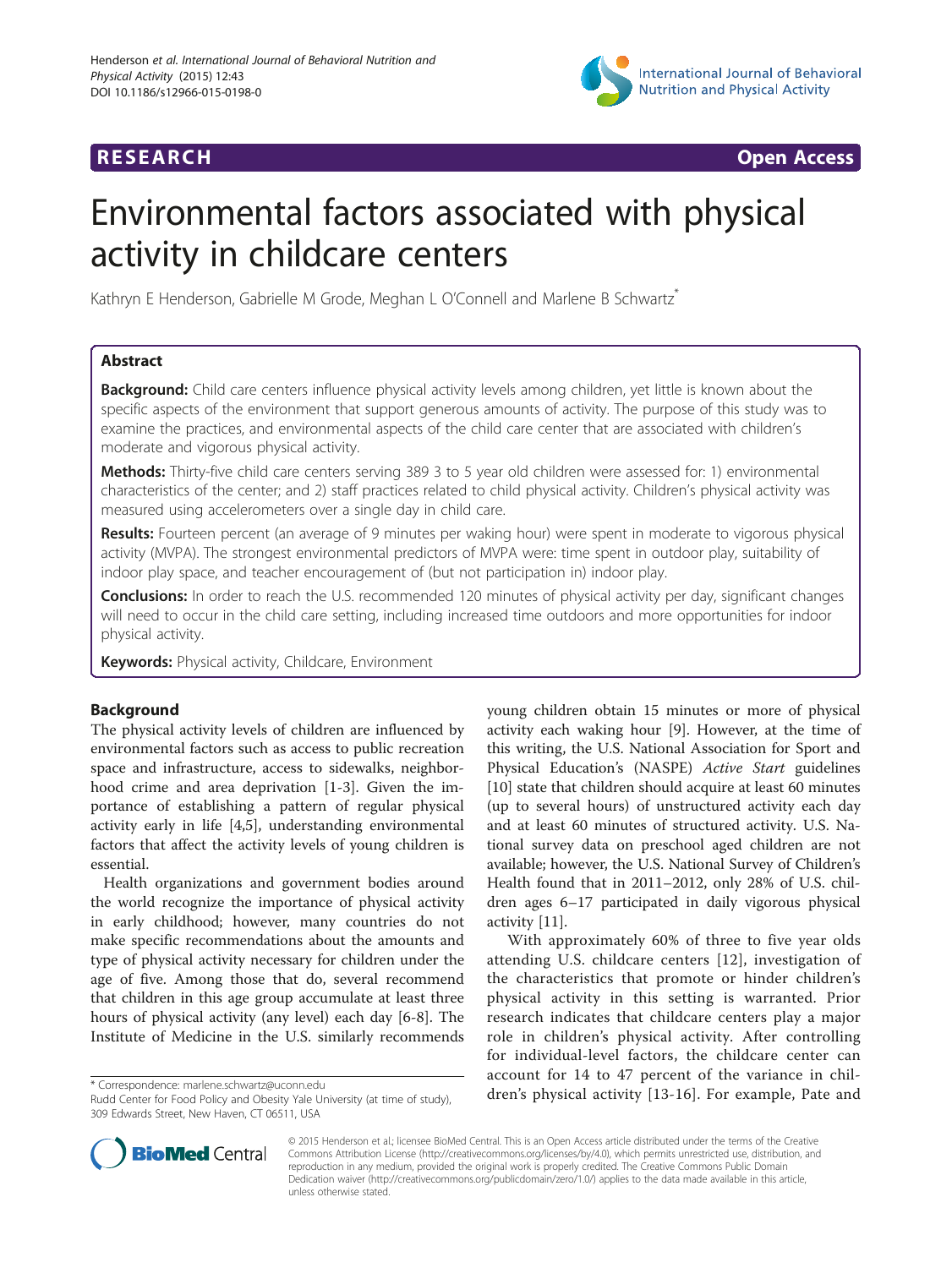RESEARCH Open Access

# Environmental factors associated with physical activity in childcare centers

Kathryn E Henderson, Gabrielle M Grode, Meghan L O'Connell and Marlene B Schwartz*

## Abstract

**Background:** Child care centers influence physical activity levels among children, yet little is known about the specific aspects of the environment that support generous amounts of activity. The purpose of this study was to examine the practices, and environmental aspects of the child care center that are associated with children's moderate and vigorous physical activity.

**Methods:** Thirty-five child care centers serving 389 3 to 5 year old children were assessed for: 1) environmental characteristics of the center; and 2) staff practices related to child physical activity. Children's physical activity was measured using accelerometers over a single day in child care.

**Results:** Fourteen percent (an average of 9 minutes per waking hour) were spent in moderate to vigorous physical activity (MVPA). The strongest environmental predictors of MVPA were: time spent in outdoor play, suitability of indoor play space, and teacher encouragement of (but not participation in) indoor play.

**Conclusions:** In order to reach the U.S. recommended 120 minutes of physical activity per day, significant changes will need to occur in the child care setting, including increased time outdoors and more opportunities for indoor physical activity.

**Keywords:** Physical activity, Childcare, Environment

## Background

The physical activity levels of children are influenced by environmental factors such as access to public recreation space and infrastructure, access to sidewalks, neighborhood crime and area deprivation [1-3]. Given the importance of establishing a pattern of regular physical activity early in life [4,5], understanding environmental factors that affect the activity levels of young children is essential.

Health organizations and government bodies around the world recognize the importance of physical activity in early childhood; however, many countries do not make specific recommendations about the amounts and type of physical activity necessary for children under the age of five. Among those that do, several recommend that children in this age group accumulate at least three hours of physical activity (any level) each day [6-8]. The Institute of Medicine in the U.S. similarly recommends young children obtain 15 minutes or more of physical activity each waking hour [9]. However, at the time of this writing, the U.S. National Association for Sport and Physical Education's (NASPE) *Active Start* guidelines [10] state that children should acquire at least 60 minutes (up to several hours) of unstructured activity each day and at least 60 minutes of structured activity. U.S. National survey data on preschool aged children are not available; however, the U.S. National Survey of Children's Health found that in 2011–2012, only 28% of U.S. children ages 6–17 participated in daily vigorous physical activity [11].

With approximately 60% of three to five year olds attending U.S. childcare centers [12], investigation of the characteristics that promote or hinder children's physical activity in this setting is warranted. Prior research indicates that childcare centers play a major role in children's physical activity. After controlling for individual-level factors, the childcare center can account for 14 to 47 percent of the variance in children's physical activity [13-16]. For example, Pate and

\* Correspondence: marlene.schwartz@uconn.edu
Rudd Center for Food Policy and Obesity Yale University (at time of study), 309 Edwards Street, New Haven, CT 06511, USA

© 2015 Henderson et al.; licensee BioMed Central. This is an Open Access article distributed under the terms of the Creative Commons Attribution License (http://creativecommons.org/licenses/by/4.0), which permits unrestricted use, distribution, and reproduction in any medium, provided the original work is properly credited. The Creative Commons Public Domain Dedication waiver (http://creativecommons.org/publicdomain/zero/1.0/) applies to the data made available in this article, unless otherwise stated.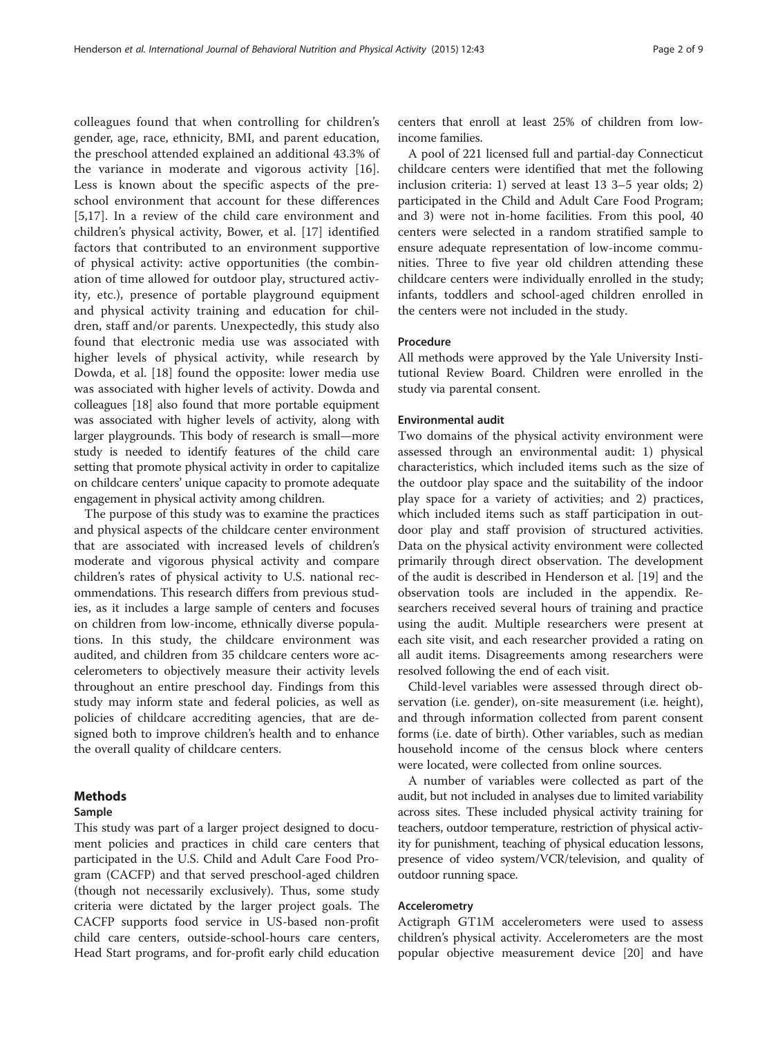colleagues found that when controlling for children's gender, age, race, ethnicity, BMI, and parent education, the preschool attended explained an additional 43.3% of the variance in moderate and vigorous activity [16]. Less is known about the specific aspects of the preschool environment that account for these differences [5,17]. In a review of the child care environment and children's physical activity, Bower, et al. [17] identified factors that contributed to an environment supportive of physical activity: active opportunities (the combination of time allowed for outdoor play, structured activity, etc.), presence of portable playground equipment and physical activity training and education for children, staff and/or parents. Unexpectedly, this study also found that electronic media use was associated with higher levels of physical activity, while research by Dowda, et al. [18] found the opposite: lower media use was associated with higher levels of activity. Dowda and colleagues [18] also found that more portable equipment was associated with higher levels of activity, along with larger playgrounds. This body of research is small—more study is needed to identify features of the child care setting that promote physical activity in order to capitalize on childcare centers' unique capacity to promote adequate engagement in physical activity among children.

The purpose of this study was to examine the practices and physical aspects of the childcare center environment that are associated with increased levels of children's moderate and vigorous physical activity and compare children's rates of physical activity to U.S. national recommendations. This research differs from previous studies, as it includes a large sample of centers and focuses on children from low-income, ethnically diverse populations. In this study, the childcare environment was audited, and children from 35 childcare centers wore accelerometers to objectively measure their activity levels throughout an entire preschool day. Findings from this study may inform state and federal policies, as well as policies of childcare accrediting agencies, that are designed both to improve children's health and to enhance the overall quality of childcare centers.

## Methods

### Sample

This study was part of a larger project designed to document policies and practices in child care centers that participated in the U.S. Child and Adult Care Food Program (CACFP) and that served preschool-aged children (though not necessarily exclusively). Thus, some study criteria were dictated by the larger project goals. The CACFP supports food service in US-based non-profit child care centers, outside-school-hours care centers, Head Start programs, and for-profit early child education centers that enroll at least 25% of children from low-income families.

A pool of 221 licensed full and partial-day Connecticut childcare centers were identified that met the following inclusion criteria: 1) served at least 13 3–5 year olds; 2) participated in the Child and Adult Care Food Program; and 3) were not in-home facilities. From this pool, 40 centers were selected in a random stratified sample to ensure adequate representation of low-income communities. Three to five year old children attending these childcare centers were individually enrolled in the study; infants, toddlers and school-aged children enrolled in the centers were not included in the study.

### Procedure

All methods were approved by the Yale University Institutional Review Board. Children were enrolled in the study via parental consent.

#### Environmental audit

Two domains of the physical activity environment were assessed through an environmental audit: 1) physical characteristics, which included items such as the size of the outdoor play space and the suitability of the indoor play space for a variety of activities; and 2) practices, which included items such as staff participation in outdoor play and staff provision of structured activities. Data on the physical activity environment were collected primarily through direct observation. The development of the audit is described in Henderson et al. [19] and the observation tools are included in the appendix. Researchers received several hours of training and practice using the audit. Multiple researchers were present at each site visit, and each researcher provided a rating on all audit items. Disagreements among researchers were resolved following the end of each visit.

Child-level variables were assessed through direct observation (i.e. gender), on-site measurement (i.e. height), and through information collected from parent consent forms (i.e. date of birth). Other variables, such as median household income of the census block where centers were located, were collected from online sources.

A number of variables were collected as part of the audit, but not included in analyses due to limited variability across sites. These included physical activity training for teachers, outdoor temperature, restriction of physical activity for punishment, teaching of physical education lessons, presence of video system/VCR/television, and quality of outdoor running space.

#### Accelerometry

Actigraph GT1M accelerometers were used to assess children's physical activity. Accelerometers are the most popular objective measurement device [20] and have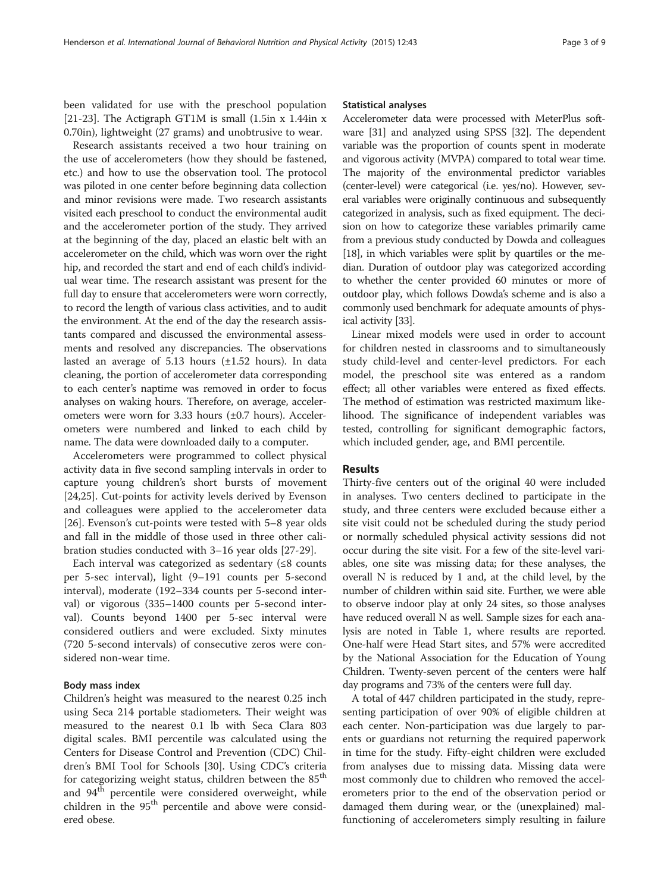been validated for use with the preschool population [21-23]. The Actigraph GT1M is small (1.5in x 1.44in x 0.70in), lightweight (27 grams) and unobtrusive to wear.

Research assistants received a two hour training on the use of accelerometers (how they should be fastened, etc.) and how to use the observation tool. The protocol was piloted in one center before beginning data collection and minor revisions were made. Two research assistants visited each preschool to conduct the environmental audit and the accelerometer portion of the study. They arrived at the beginning of the day, placed an elastic belt with an accelerometer on the child, which was worn over the right hip, and recorded the start and end of each child's individual wear time. The research assistant was present for the full day to ensure that accelerometers were worn correctly, to record the length of various class activities, and to audit the environment. At the end of the day the research assistants compared and discussed the environmental assessments and resolved any discrepancies. The observations lasted an average of 5.13 hours (±1.52 hours). In data cleaning, the portion of accelerometer data corresponding to each center's naptime was removed in order to focus analyses on waking hours. Therefore, on average, accelerometers were worn for 3.33 hours (±0.7 hours). Accelerometers were numbered and linked to each child by name. The data were downloaded daily to a computer.

Accelerometers were programmed to collect physical activity data in five second sampling intervals in order to capture young children's short bursts of movement [24,25]. Cut-points for activity levels derived by Evenson and colleagues were applied to the accelerometer data [26]. Evenson's cut-points were tested with 5–8 year olds and fall in the middle of those used in three other calibration studies conducted with 3–16 year olds [27-29].

Each interval was categorized as sedentary (≤8 counts per 5-sec interval), light (9–191 counts per 5-second interval), moderate (192–334 counts per 5-second interval) or vigorous (335–1400 counts per 5-second interval). Counts beyond 1400 per 5-sec interval were considered outliers and were excluded. Sixty minutes (720 5-second intervals) of consecutive zeros were considered non-wear time.

#### Body mass index

Children's height was measured to the nearest 0.25 inch using Seca 214 portable stadiometers. Their weight was measured to the nearest 0.1 lb with Seca Clara 803 digital scales. BMI percentile was calculated using the Centers for Disease Control and Prevention (CDC) Children's BMI Tool for Schools [30]. Using CDC's criteria for categorizing weight status, children between the $85^{th}$ and $94^{th}$ percentile were considered overweight, while children in the $95^{th}$ percentile and above were considered obese.

#### Statistical analyses

Accelerometer data were processed with MeterPlus software [31] and analyzed using SPSS [32]. The dependent variable was the proportion of counts spent in moderate and vigorous activity (MVPA) compared to total wear time. The majority of the environmental predictor variables (center-level) were categorical (i.e. yes/no). However, several variables were originally continuous and subsequently categorized in analysis, such as fixed equipment. The decision on how to categorize these variables primarily came from a previous study conducted by Dowda and colleagues [18], in which variables were split by quartiles or the median. Duration of outdoor play was categorized according to whether the center provided 60 minutes or more of outdoor play, which follows Dowda's scheme and is also a commonly used benchmark for adequate amounts of physical activity [33].

Linear mixed models were used in order to account for children nested in classrooms and to simultaneously study child-level and center-level predictors. For each model, the preschool site was entered as a random effect; all other variables were entered as fixed effects. The method of estimation was restricted maximum likelihood. The significance of independent variables was tested, controlling for significant demographic factors, which included gender, age, and BMI percentile.

## Results

Thirty-five centers out of the original 40 were included in analyses. Two centers declined to participate in the study, and three centers were excluded because either a site visit could not be scheduled during the study period or normally scheduled physical activity sessions did not occur during the site visit. For a few of the site-level variables, one site was missing data; for these analyses, the overall N is reduced by 1 and, at the child level, by the number of children within said site. Further, we were able to observe indoor play at only 24 sites, so those analyses have reduced overall N as well. Sample sizes for each analysis are noted in Table 1, where results are reported. One-half were Head Start sites, and 57% were accredited by the National Association for the Education of Young Children. Twenty-seven percent of the centers were half day programs and 73% of the centers were full day.

A total of 447 children participated in the study, representing participation of over 90% of eligible children at each center. Non-participation was due largely to parents or guardians not returning the required paperwork in time for the study. Fifty-eight children were excluded from analyses due to missing data. Missing data were most commonly due to children who removed the accelerometers prior to the end of the observation period or damaged them during wear, or the (unexplained) malfunctioning of accelerometers simply resulting in failure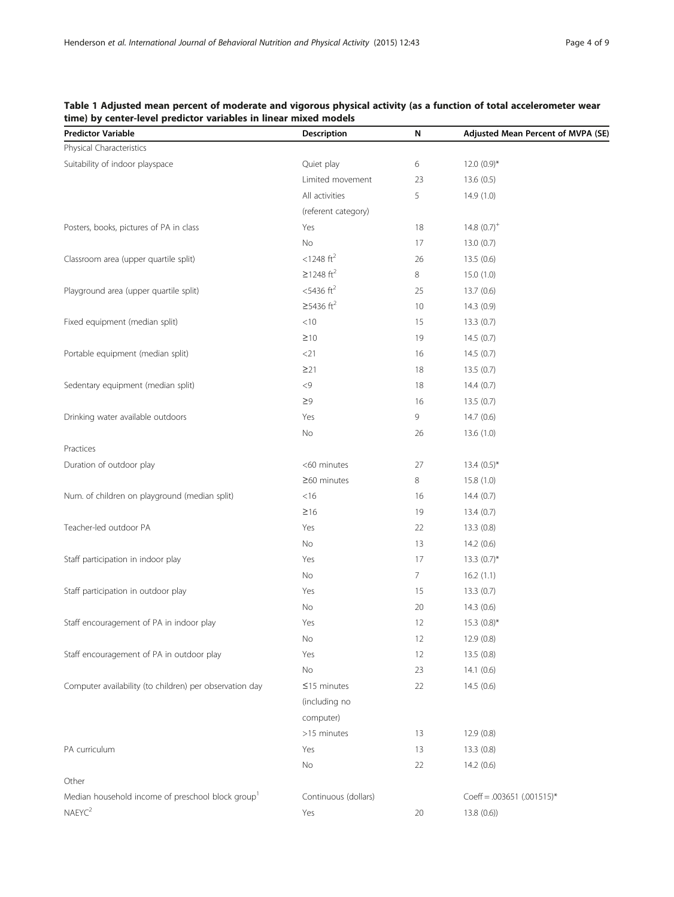**Table 1 Adjusted mean percent of moderate and vigorous physical activity (as a function of total accelerometer wear time) by center-level predictor variables in linear mixed models**

| Predictor Variable | Description | N | Adjusted Mean Percent of MVPA (SE) |
|---|---|---|---|
| Physical Characteristics | | | |
| Suitability of indoor playspace | Quiet play | 6 | 12.0 (0.9)* |
| | Limited movement | 23 | 13.6 (0.5) |
| | All activities (referent category) | 5 | 14.9 (1.0) |
| Posters, books, pictures of PA in class | Yes | 18 | 14.8 (0.7)$^{+}$ |
| | No | 17 | 13.0 (0.7) |
| Classroom area (upper quartile split) | <1248 ft$^2$ | 26 | 13.5 (0.6) |
| | ≥1248 ft$^2$ | 8 | 15.0 (1.0) |
| Playground area (upper quartile split) | <5436 ft$^2$ | 25 | 13.7 (0.6) |
| | ≥5436 ft$^2$ | 10 | 14.3 (0.9) |
| Fixed equipment (median split) | <10 | 15 | 13.3 (0.7) |
| | ≥10 | 19 | 14.5 (0.7) |
| Portable equipment (median split) | <21 | 16 | 14.5 (0.7) |
| | ≥21 | 18 | 13.5 (0.7) |
| Sedentary equipment (median split) | <9 | 18 | 14.4 (0.7) |
| | ≥9 | 16 | 13.5 (0.7) |
| Drinking water available outdoors | Yes | 9 | 14.7 (0.6) |
| | No | 26 | 13.6 (1.0) |
| Practices | | | |
| Duration of outdoor play | <60 minutes | 27 | 13.4 (0.5)* |
| | ≥60 minutes | 8 | 15.8 (1.0) |
| Num. of children on playground (median split) | <16 | 16 | 14.4 (0.7) |
| | ≥16 | 19 | 13.4 (0.7) |
| Teacher-led outdoor PA | Yes | 22 | 13.3 (0.8) |
| | No | 13 | 14.2 (0.6) |
| Staff participation in indoor play | Yes | 17 | 13.3 (0.7)* |
| | No | 7 | 16.2 (1.1) |
| Staff participation in outdoor play | Yes | 15 | 13.3 (0.7) |
| | No | 20 | 14.3 (0.6) |
| Staff encouragement of PA in indoor play | Yes | 12 | 15.3 (0.8)* |
| | No | 12 | 12.9 (0.8) |
| Staff encouragement of PA in outdoor play | Yes | 12 | 13.5 (0.8) |
| | No | 23 | 14.1 (0.6) |
| Computer availability (to children) per observation day | ≤15 minutes (including no computer) | 22 | 14.5 (0.6) |
| | >15 minutes | 13 | 12.9 (0.8) |
| PA curriculum | Yes | 13 | 13.3 (0.8) |
| | No | 22 | 14.2 (0.6) |
| Other | | | |
| Median household income of preschool block group[1] | Continuous (dollars) | | Coeff = .003651 (.001515)* |
| NAEYC[2] | Yes | 20 | 13.8 (0.6)) |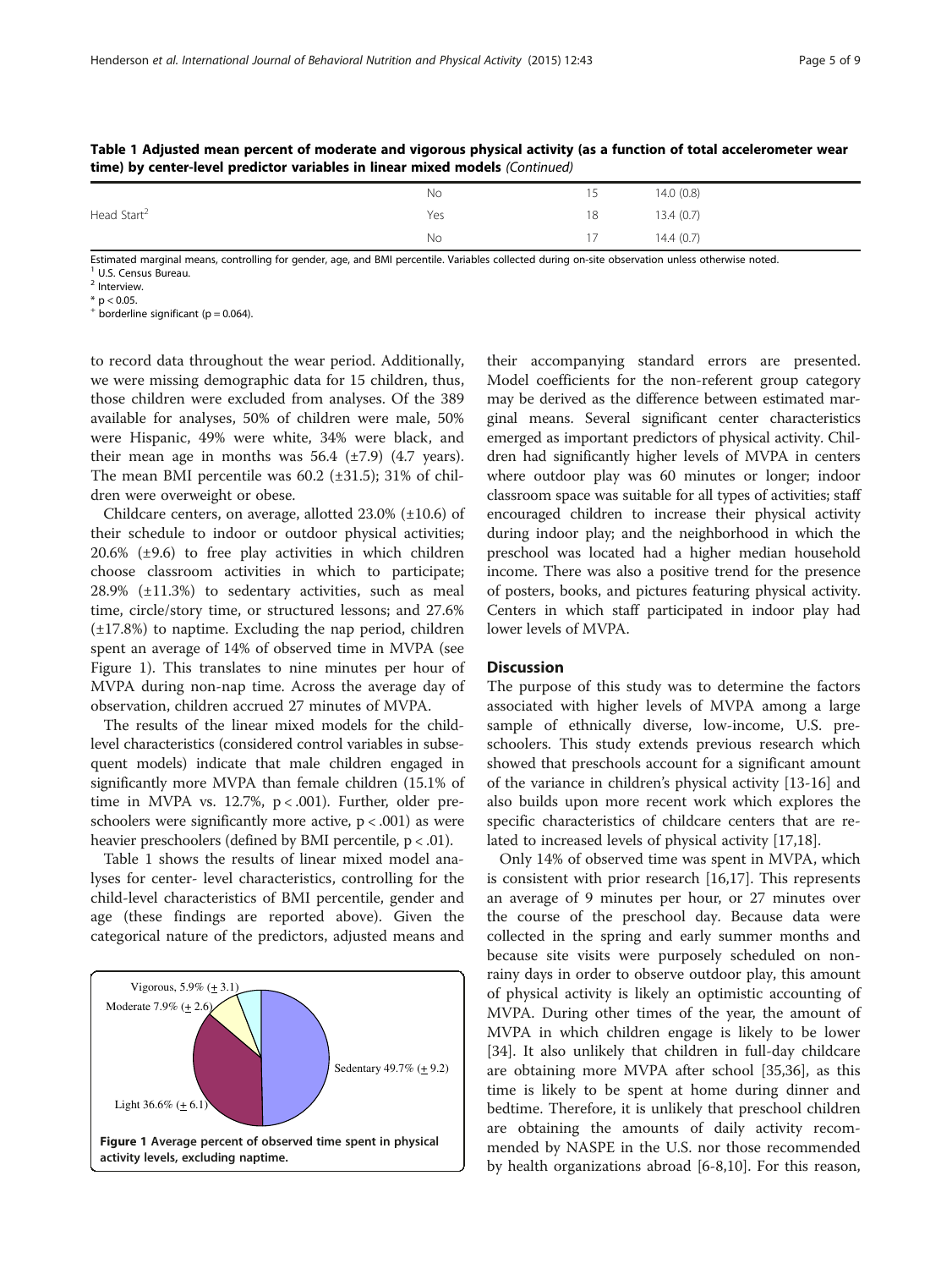**Table 1 Adjusted mean percent of moderate and vigorous physical activity (as a function of total accelerometer wear time) by center-level predictor variables in linear mixed models** *(Continued)*

| | | | |
|---|---|---|---|
| | No | 15 | 14.0 (0.8) |
| Head Start[2] | Yes | 18 | 13.4 (0.7) |
| | No | 17 | 14.4 (0.7) |

Estimated marginal means, controlling for gender, age, and BMI percentile. Variables collected during on-site observation unless otherwise noted.
[1] U.S. Census Bureau.
[2] Interview.
\* $p < 0.05$.
[+] borderline significant ($p = 0.064$).

to record data throughout the wear period. Additionally, we were missing demographic data for 15 children, thus, those children were excluded from analyses. Of the 389 available for analyses, 50% of children were male, 50% were Hispanic, 49% were white, 34% were black, and their mean age in months was 56.4 (±7.9) (4.7 years). The mean BMI percentile was 60.2 (±31.5); 31% of children were overweight or obese.

Childcare centers, on average, allotted 23.0% (±10.6) of their schedule to indoor or outdoor physical activities; 20.6% (±9.6) to free play activities in which children choose classroom activities in which to participate; 28.9% (±11.3%) to sedentary activities, such as meal time, circle/story time, or structured lessons; and 27.6% (±17.8%) to naptime. Excluding the nap period, children spent an average of 14% of observed time in MVPA (see Figure 1). This translates to nine minutes per hour of MVPA during non-nap time. Across the average day of observation, children accrued 27 minutes of MVPA.

The results of the linear mixed models for the child-level characteristics (considered control variables in subsequent models) indicate that male children engaged in significantly more MVPA than female children (15.1% of time in MVPA vs. 12.7%, $p < .001$). Further, older preschoolers were significantly more active, $p < .001$) as were heavier preschoolers (defined by BMI percentile, $p < .01$).

Table 1 shows the results of linear mixed model analyses for center- level characteristics, controlling for the child-level characteristics of BMI percentile, gender and age (these findings are reported above). Given the categorical nature of the predictors, adjusted means and their accompanying standard errors are presented. Model coefficients for the non-referent group category may be derived as the difference between estimated marginal means. Several significant center characteristics emerged as important predictors of physical activity. Children had significantly higher levels of MVPA in centers where outdoor play was 60 minutes or longer; indoor classroom space was suitable for all types of activities; staff encouraged children to increase their physical activity during indoor play; and the neighborhood in which the preschool was located had a higher median household income. There was also a positive trend for the presence of posters, books, and pictures featuring physical activity. Centers in which staff participated in indoor play had lower levels of MVPA.

Vigorous, 5.9% (± 3.1)
Moderate 7.9% (± 2.6)
Sedentary 49.7% (± 9.2)
Light 36.6% (± 6.1)

**Figure 1 Average percent of observed time spent in physical activity levels, excluding naptime.**

## Discussion

The purpose of this study was to determine the factors associated with higher levels of MVPA among a large sample of ethnically diverse, low-income, U.S. preschoolers. This study extends previous research which showed that preschools account for a significant amount of the variance in children's physical activity [13-16] and also builds upon more recent work which explores the specific characteristics of childcare centers that are related to increased levels of physical activity [17,18].

Only 14% of observed time was spent in MVPA, which is consistent with prior research [16,17]. This represents an average of 9 minutes per hour, or 27 minutes over the course of the preschool day. Because data were collected in the spring and early summer months and because site visits were purposely scheduled on non-rainy days in order to observe outdoor play, this amount of physical activity is likely an optimistic accounting of MVPA. During other times of the year, the amount of MVPA in which children engage is likely to be lower [34]. It also unlikely that children in full-day childcare are obtaining more MVPA after school [35,36], as this time is likely to be spent at home during dinner and bedtime. Therefore, it is unlikely that preschool children are obtaining the amounts of daily activity recommended by NASPE in the U.S. nor those recommended by health organizations abroad [6-8,10]. For this reason,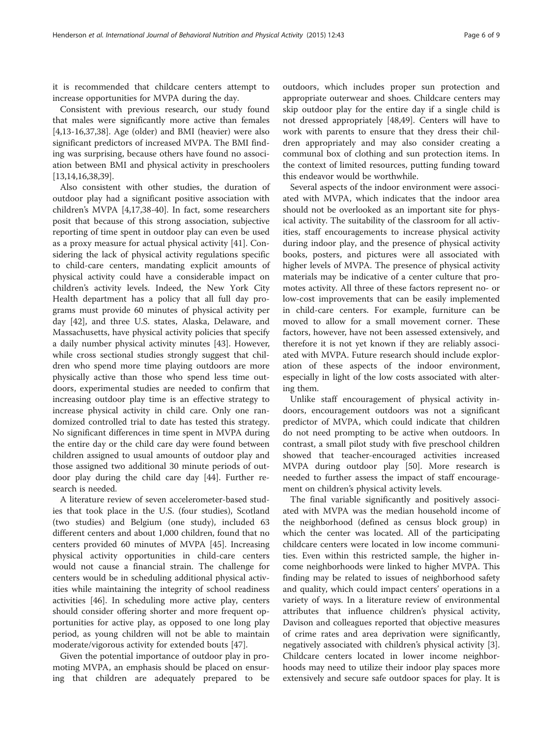it is recommended that childcare centers attempt to increase opportunities for MVPA during the day.

Consistent with previous research, our study found that males were significantly more active than females [4,13-16,37,38]. Age (older) and BMI (heavier) were also significant predictors of increased MVPA. The BMI finding was surprising, because others have found no association between BMI and physical activity in preschoolers [13,14,16,38,39].

Also consistent with other studies, the duration of outdoor play had a significant positive association with children's MVPA [4,17,38-40]. In fact, some researchers posit that because of this strong association, subjective reporting of time spent in outdoor play can even be used as a proxy measure for actual physical activity [41]. Considering the lack of physical activity regulations specific to child-care centers, mandating explicit amounts of physical activity could have a considerable impact on children's activity levels. Indeed, the New York City Health department has a policy that all full day programs must provide 60 minutes of physical activity per day [42], and three U.S. states, Alaska, Delaware, and Massachusetts, have physical activity policies that specify a daily number physical activity minutes [43]. However, while cross sectional studies strongly suggest that children who spend more time playing outdoors are more physically active than those who spend less time outdoors, experimental studies are needed to confirm that increasing outdoor play time is an effective strategy to increase physical activity in child care. Only one randomized controlled trial to date has tested this strategy. No significant differences in time spent in MVPA during the entire day or the child care day were found between children assigned to usual amounts of outdoor play and those assigned two additional 30 minute periods of outdoor play during the child care day [44]. Further research is needed.

A literature review of seven accelerometer-based studies that took place in the U.S. (four studies), Scotland (two studies) and Belgium (one study), included 63 different centers and about 1,000 children, found that no centers provided 60 minutes of MVPA [45]. Increasing physical activity opportunities in child-care centers would not cause a financial strain. The challenge for centers would be in scheduling additional physical activities while maintaining the integrity of school readiness activities [46]. In scheduling more active play, centers should consider offering shorter and more frequent opportunities for active play, as opposed to one long play period, as young children will not be able to maintain moderate/vigorous activity for extended bouts [47].

Given the potential importance of outdoor play in promoting MVPA, an emphasis should be placed on ensuring that children are adequately prepared to be outdoors, which includes proper sun protection and appropriate outerwear and shoes. Childcare centers may skip outdoor play for the entire day if a single child is not dressed appropriately [48,49]. Centers will have to work with parents to ensure that they dress their children appropriately and may also consider creating a communal box of clothing and sun protection items. In the context of limited resources, putting funding toward this endeavor would be worthwhile.

Several aspects of the indoor environment were associated with MVPA, which indicates that the indoor area should not be overlooked as an important site for physical activity. The suitability of the classroom for all activities, staff encouragements to increase physical activity during indoor play, and the presence of physical activity books, posters, and pictures were all associated with higher levels of MVPA. The presence of physical activity materials may be indicative of a center culture that promotes activity. All three of these factors represent no- or low-cost improvements that can be easily implemented in child-care centers. For example, furniture can be moved to allow for a small movement corner. These factors, however, have not been assessed extensively, and therefore it is not yet known if they are reliably associated with MVPA. Future research should include exploration of these aspects of the indoor environment, especially in light of the low costs associated with altering them.

Unlike staff encouragement of physical activity indoors, encouragement outdoors was not a significant predictor of MVPA, which could indicate that children do not need prompting to be active when outdoors. In contrast, a small pilot study with five preschool children showed that teacher-encouraged activities increased MVPA during outdoor play [50]. More research is needed to further assess the impact of staff encouragement on children's physical activity levels.

The final variable significantly and positively associated with MVPA was the median household income of the neighborhood (defined as census block group) in which the center was located. All of the participating childcare centers were located in low income communities. Even within this restricted sample, the higher income neighborhoods were linked to higher MVPA. This finding may be related to issues of neighborhood safety and quality, which could impact centers' operations in a variety of ways. In a literature review of environmental attributes that influence children's physical activity, Davison and colleagues reported that objective measures of crime rates and area deprivation were significantly, negatively associated with children's physical activity [3]. Childcare centers located in lower income neighborhoods may need to utilize their indoor play spaces more extensively and secure safe outdoor spaces for play. It is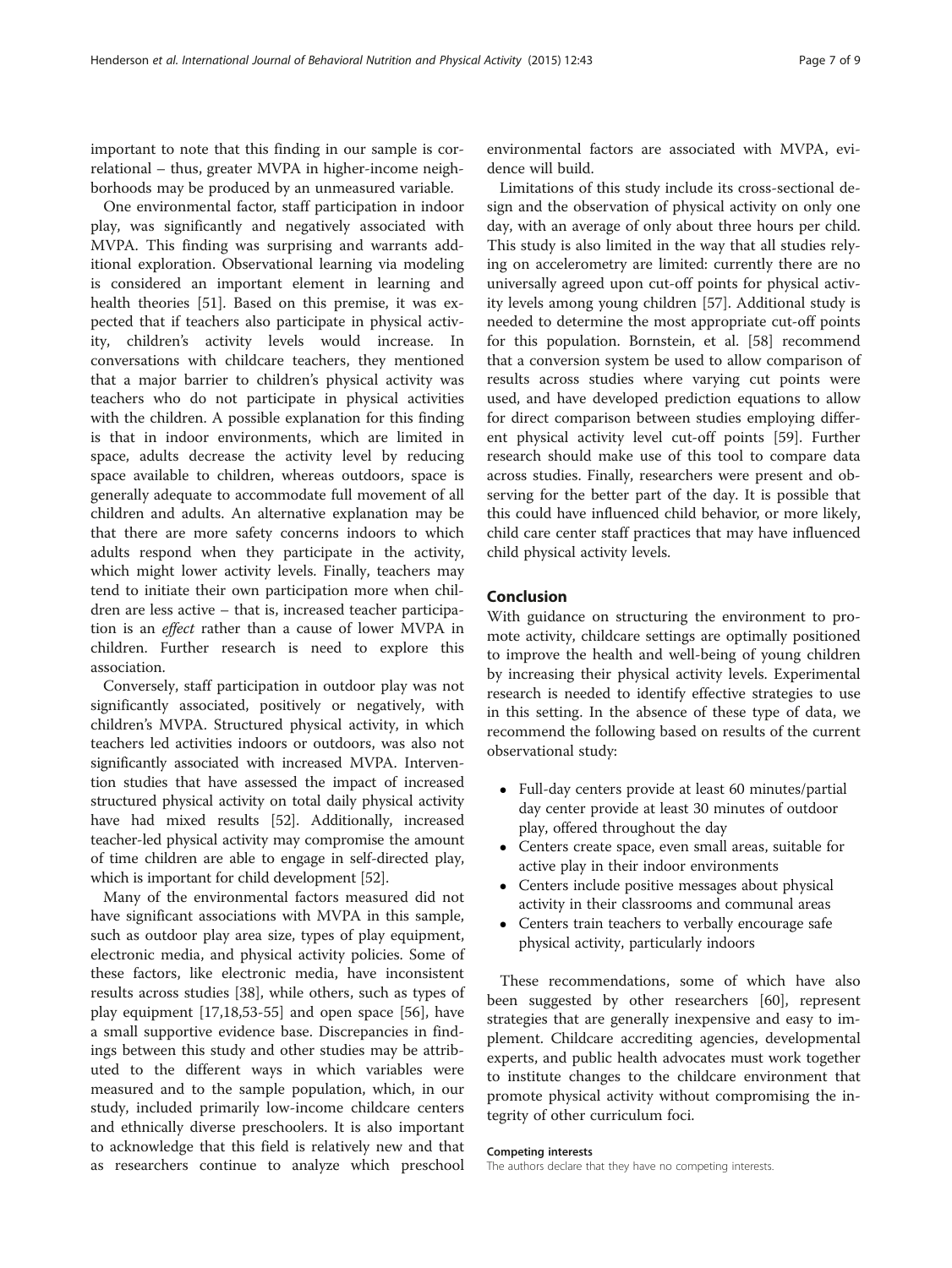important to note that this finding in our sample is correlational – thus, greater MVPA in higher-income neighborhoods may be produced by an unmeasured variable.

One environmental factor, staff participation in indoor play, was significantly and negatively associated with MVPA. This finding was surprising and warrants additional exploration. Observational learning via modeling is considered an important element in learning and health theories [51]. Based on this premise, it was expected that if teachers also participate in physical activity, children's activity levels would increase. In conversations with childcare teachers, they mentioned that a major barrier to children's physical activity was teachers who do not participate in physical activities with the children. A possible explanation for this finding is that in indoor environments, which are limited in space, adults decrease the activity level by reducing space available to children, whereas outdoors, space is generally adequate to accommodate full movement of all children and adults. An alternative explanation may be that there are more safety concerns indoors to which adults respond when they participate in the activity, which might lower activity levels. Finally, teachers may tend to initiate their own participation more when children are less active – that is, increased teacher participation is an *effect* rather than a cause of lower MVPA in children. Further research is need to explore this association.

Conversely, staff participation in outdoor play was not significantly associated, positively or negatively, with children's MVPA. Structured physical activity, in which teachers led activities indoors or outdoors, was also not significantly associated with increased MVPA. Intervention studies that have assessed the impact of increased structured physical activity on total daily physical activity have had mixed results [52]. Additionally, increased teacher-led physical activity may compromise the amount of time children are able to engage in self-directed play, which is important for child development [52].

Many of the environmental factors measured did not have significant associations with MVPA in this sample, such as outdoor play area size, types of play equipment, electronic media, and physical activity policies. Some of these factors, like electronic media, have inconsistent results across studies [38], while others, such as types of play equipment [17,18,53-55] and open space [56], have a small supportive evidence base. Discrepancies in findings between this study and other studies may be attributed to the different ways in which variables were measured and to the sample population, which, in our study, included primarily low-income childcare centers and ethnically diverse preschoolers. It is also important to acknowledge that this field is relatively new and that as researchers continue to analyze which preschool environmental factors are associated with MVPA, evidence will build.

Limitations of this study include its cross-sectional design and the observation of physical activity on only one day, with an average of only about three hours per child. This study is also limited in the way that all studies relying on accelerometry are limited: currently there are no universally agreed upon cut-off points for physical activity levels among young children [57]. Additional study is needed to determine the most appropriate cut-off points for this population. Bornstein, et al. [58] recommend that a conversion system be used to allow comparison of results across studies where varying cut points were used, and have developed prediction equations to allow for direct comparison between studies employing different physical activity level cut-off points [59]. Further research should make use of this tool to compare data across studies. Finally, researchers were present and observing for the better part of the day. It is possible that this could have influenced child behavior, or more likely, child care center staff practices that may have influenced child physical activity levels.

## Conclusion

With guidance on structuring the environment to promote activity, childcare settings are optimally positioned to improve the health and well-being of young children by increasing their physical activity levels. Experimental research is needed to identify effective strategies to use in this setting. In the absence of these type of data, we recommend the following based on results of the current observational study:

- Full-day centers provide at least 60 minutes/partial day center provide at least 30 minutes of outdoor play, offered throughout the day
- Centers create space, even small areas, suitable for active play in their indoor environments
- Centers include positive messages about physical activity in their classrooms and communal areas
- Centers train teachers to verbally encourage safe physical activity, particularly indoors

These recommendations, some of which have also been suggested by other researchers [60], represent strategies that are generally inexpensive and easy to implement. Childcare accrediting agencies, developmental experts, and public health advocates must work together to institute changes to the childcare environment that promote physical activity without compromising the integrity of other curriculum foci.

#### Competing interests

The authors declare that they have no competing interests.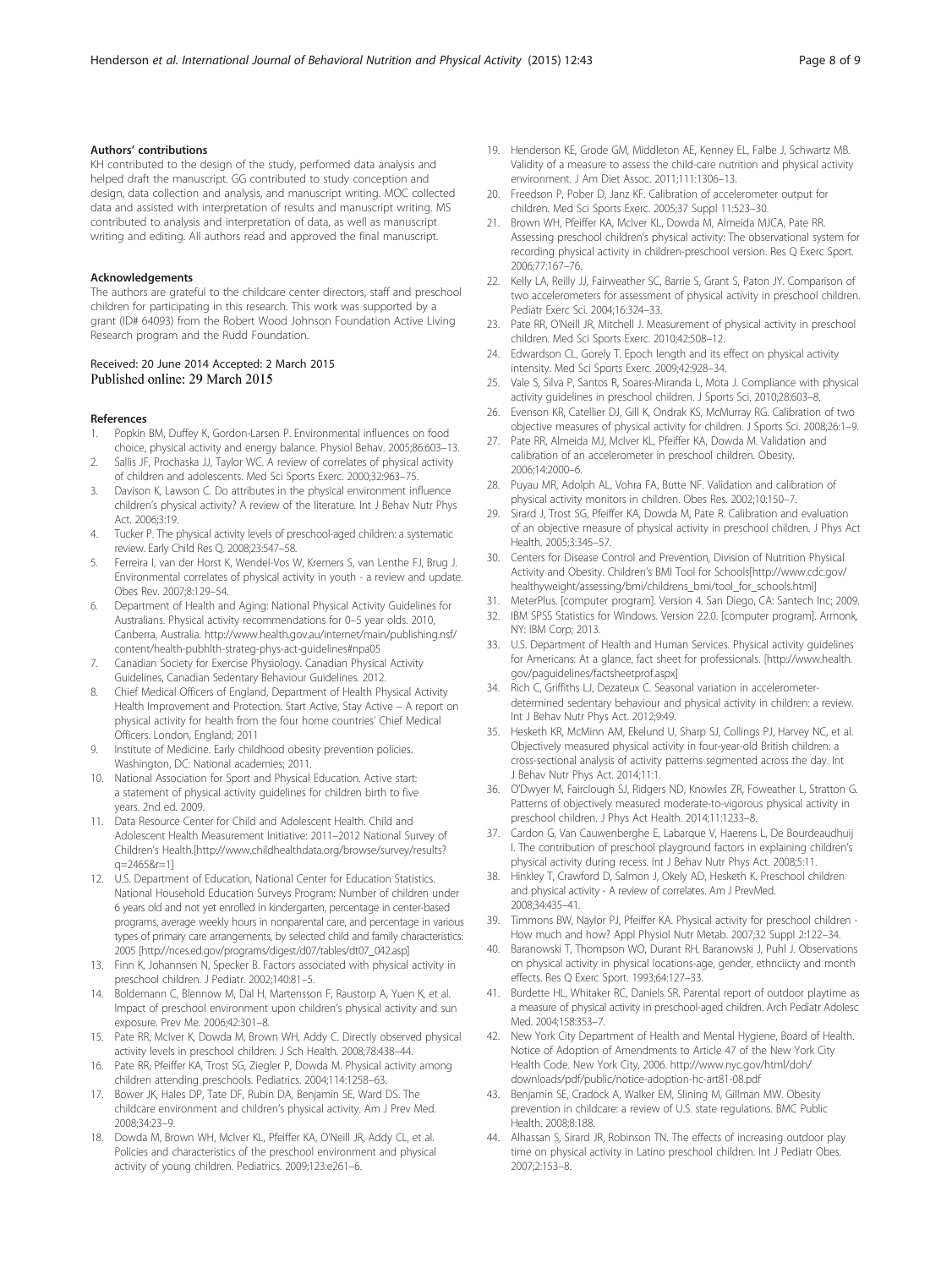### Authors' contributions

KH contributed to the design of the study, performed data analysis and helped draft the manuscript. GG contributed to study conception and design, data collection and analysis, and manuscript writing. MOC collected data and assisted with interpretation of results and manuscript writing. MS contributed to analysis and interpretation of data, as well as manuscript writing and editing. All authors read and approved the final manuscript.

### Acknowledgements

The authors are grateful to the childcare center directors, staff and preschool children for participating in this research. This work was supported by a grant (ID# 64093) from the Robert Wood Johnson Foundation Active Living Research program and the Rudd Foundation.

Received: 20 June 2014 Accepted: 2 March 2015
Published online: 29 March 2015

### References

1. Popkin BM, Duffey K, Gordon-Larsen P. Environmental influences on food choice, physical activity and energy balance. Physiol Behav. 2005;86:603–13.
2. Sallis JF, Prochaska JJ, Taylor WC. A review of correlates of physical activity of children and adolescents. Med Sci Sports Exerc. 2000;32:963–75.
3. Davison K, Lawson C. Do attributes in the physical environment influence children's physical activity? A review of the literature. Int J Behav Nutr Phys Act. 2006;3:19.
4. Tucker P. The physical activity levels of preschool-aged children: a systematic review. Early Child Res Q. 2008;23:547–58.
5. Ferreira I, van der Horst K, Wendel-Vos W, Kremers S, van Lenthe FJ, Brug J. Environmental correlates of physical activity in youth - a review and update. Obes Rev. 2007;8:129–54.
6. Department of Health and Aging: National Physical Activity Guidelines for Australians. Physical activity recommendations for 0–5 year olds. 2010, Canberra, Australia. http://www.health.gov.au/internet/main/publishing.nsf/content/health-pubhlth-strateg-phys-act-guidelines#npa05
7. Canadian Society for Exercise Physiology. Canadian Physical Activity Guidelines, Canadian Sedentary Behaviour Guidelines. 2012.
8. Chief Medical Officers of England, Department of Health Physical Activity Health Improvement and Protection. Start Active, Stay Active – A report on physical activity for health from the four home countries' Chief Medical Officers. London, England; 2011
9. Institute of Medicine. Early childhood obesity prevention policies. Washington, DC: National academies; 2011.
10. National Association for Sport and Physical Education. Active start: a statement of physical activity guidelines for children birth to five years. 2nd ed. 2009.
11. Data Resource Center for Child and Adolescent Health. Child and Adolescent Health Measurement Initiative: 2011–2012 National Survey of Children's Health.[http://www.childhealthdata.org/browse/survey/results?q=2465&r=1]
12. U.S. Department of Education, National Center for Education Statistics. National Household Education Surveys Program: Number of children under 6 years old and not yet enrolled in kindergarten, percentage in center-based programs, average weekly hours in nonparental care, and percentage in various types of primary care arrangements, by selected child and family characteristics: 2005 [http://nces.ed.gov/programs/digest/d07/tables/dt07_042.asp]
13. Finn K, Johannsen N, Specker B. Factors associated with physical activity in preschool children. J Pediatr. 2002;140:81–5.
14. Boldemann C, Blennow M, Dal H, Martensson F, Raustorp A, Yuen K, et al. Impact of preschool environment upon children's physical activity and sun exposure. Prev Me. 2006;42:301–8.
15. Pate RR, McIver K, Dowda M, Brown WH, Addy C. Directly observed physical activity levels in preschool children. J Sch Health. 2008;78:438–44.
16. Pate RR, Pfeiffer KA, Trost SG, Ziegler P, Dowda M. Physical activity among children attending preschools. Pediatrics. 2004;114:1258–63.
17. Bower JK, Hales DP, Tate DF, Rubin DA, Benjamin SE, Ward DS. The childcare environment and children's physical activity. Am J Prev Med. 2008;34:23–9.
18. Dowda M, Brown WH, McIver KL, Pfeiffer KA, O'Neill JR, Addy CL, et al. Policies and characteristics of the preschool environment and physical activity of young children. Pediatrics. 2009;123:e261–6.
19. Henderson KE, Grode GM, Middleton AE, Kenney EL, Falbe J, Schwartz MB. Validity of a measure to assess the child-care nutrition and physical activity environment. J Am Diet Assoc. 2011;111:1306–13.
20. Freedson P, Pober D, Janz KF. Calibration of accelerometer output for children. Med Sci Sports Exerc. 2005;37 Suppl 11:523–30.
21. Brown WH, Pfeiffer KA, McIver KL, Dowda M, Almeida MJCA, Pate RR. Assessing preschool children's physical activity: The observational system for recording physical activity in children-preschool version. Res Q Exerc Sport. 2006;77:167–76.
22. Kelly LA, Reilly JJ, Fairweather SC, Barrie S, Grant S, Paton JY. Comparison of two accelerometers for assessment of physical activity in preschool children. Pediatr Exerc Sci. 2004;16:324–33.
23. Pate RR, O'Neill JR, Mitchell J. Measurement of physical activity in preschool children. Med Sci Sports Exerc. 2010;42:508–12.
24. Edwardson CL, Gorely T. Epoch length and its effect on physical activity intensity. Med Sci Sports Exerc. 2009;42:928–34.
25. Vale S, Silva P, Santos R, Soares-Miranda L, Mota J. Compliance with physical activity guidelines in preschool children. J Sports Sci. 2010;28:603–8.
26. Evenson KR, Catellier DJ, Gill K, Ondrak KS, McMurray RG. Calibration of two objective measures of physical activity for children. J Sports Sci. 2008;26:1–9.
27. Pate RR, Almeida MJ, McIver KL, Pfeiffer KA, Dowda M. Validation and calibration of an accelerometer in preschool children. Obesity. 2006;14:2000–6.
28. Puyau MR, Adolph AL, Vohra FA, Butte NF. Validation and calibration of physical activity monitors in children. Obes Res. 2002;10:150–7.
29. Sirard J, Trost SG, Pfeiffer KA, Dowda M, Pate R. Calibration and evaluation of an objective measure of physical activity in preschool children. J Phys Act Health. 2005;3:345–57.
30. Centers for Disease Control and Prevention, Division of Nutrition Physical Activity and Obesity. Children's BMI Tool for Schools[http://www.cdc.gov/healthyweight/assessing/bmi/childrens_bmi/tool_for_schools.html]
31. MeterPlus. [computer program]. Version 4. San Diego, CA: Santech Inc; 2009.
32. IBM SPSS Statistics for Windows. Version 22.0. [computer program]. Armonk, NY: IBM Corp; 2013.
33. U.S. Department of Health and Human Services. Physical activity guidelines for Americans: At a glance, fact sheet for professionals. [http://www.health.gov/paguidelines/factsheetprof.aspx]
34. Rich C, Griffiths LJ, Dezateux C. Seasonal variation in accelerometer-determined sedentary behaviour and physical activity in children: a review. Int J Behav Nutr Phys Act. 2012;9:49.
35. Hesketh KR, McMinn AM, Ekelund U, Sharp SJ, Collings PJ, Harvey NC, et al. Objectively measured physical activity in four-year-old British children: a cross-sectional analysis of activity patterns segmented across the day. Int J Behav Nutr Phys Act. 2014;11:1.
36. O'Dwyer M, Fairclough SJ, Ridgers ND, Knowles ZR, Foweather L, Stratton G. Patterns of objectively measured moderate-to-vigorous physical activity in preschool children. J Phys Act Health. 2014;11:1233–8.
37. Cardon G, Van Cauwenberghe E, Labarque V, Haerens L, De Bourdeaudhuij I. The contribution of preschool playground factors in explaining children's physical activity during recess. Int J Behav Nutr Phys Act. 2008;5:11.
38. Hinkley T, Crawford D, Salmon J, Okely AD, Hesketh K. Preschool children and physical activity - A review of correlates. Am J PrevMed. 2008;34:435–41.
39. Timmons BW, Naylor PJ, Pfeiffer KA. Physical activity for preschool children - How much and how? Appl Physiol Nutr Metab. 2007;32 Suppl 2:122–34.
40. Baranowski T, Thompson WO, Durant RH, Baranowski J, Puhl J. Observations on physical activity in physical locations-age, gender, ethnciicty and month effects. Res Q Exerc Sport. 1993;64:127–33.
41. Burdette HL, Whitaker RC, Daniels SR. Parental report of outdoor playtime as a measure of physical activity in preschool-aged children. Arch Pediatr Adolesc Med. 2004;158:353–7.
42. New York City Department of Health and Mental Hygiene, Board of Health. Notice of Adoption of Amendments to Article 47 of the New York City Health Code. New York City, 2006. http://www.nyc.gov/html/doh/downloads/pdf/public/notice-adoption-hc-art81-08.pdf
43. Benjamin SE, Cradock A, Walker EM, Slining M, Gillman MW. Obesity prevention in childcare: a review of U.S. state regulations. BMC Public Health. 2008;8:188.
44. Alhassan S, Sirard JR, Robinson TN. The effects of increasing outdoor play time on physical activity in Latino preschool children. Int J Pediatr Obes. 2007;2:153–8.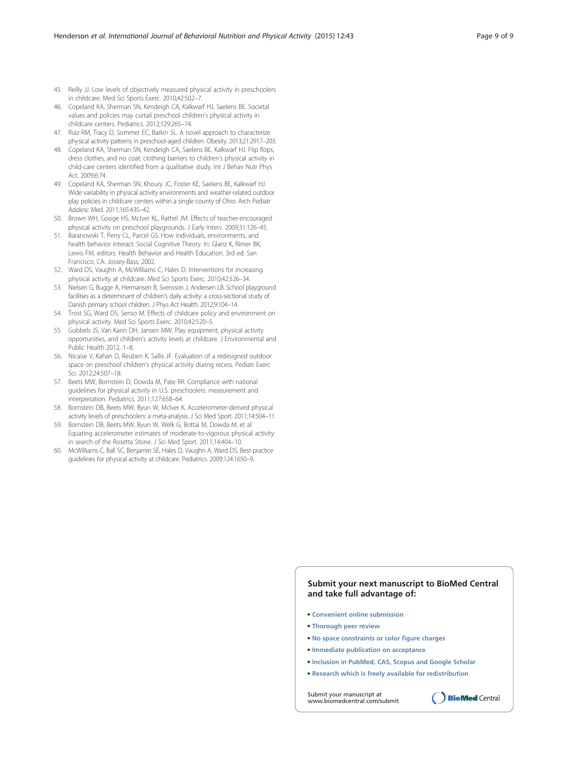45. Reilly JJ. Low levels of objectively measured physical activity in preschoolers in childcare. Med Sci Sports Exerc. 2010;42:502–7.
46. Copeland KA, Sherman SN, Kendeigh CA, Kalkwarf HJ, Saelens BE. Societal values and policies may curtail preschool children's physical activity in childcare centers. Pediatrics. 2012;129:265–74.
47. Ruiz RM, Tracy D, Sommer EC, Barkin SL. A novel approach to characterize physical activity patterns in preschool-aged children. Obesity. 2013;21:2917–203.
48. Copeland KA, Sherman SN, Kendeigh CA, Saelens BE, Kalkwarf HJ. Flip flops, dress clothes, and no coat: clothing barriers to children's physical activity in child-care centers identified from a qualitative study. Int J Behav Nutr Phys Act. 2009;6:74.
49. Copeland KA, Sherman SN, Khoury JC, Foster KE, Saelens BE, Kalkwarf HJ. Wide variability in physical activity environments and weather-related outdoor play policies in childcare centers within a single county of Ohio. Arch Pediatr Adolesc Med. 2011;165:435–42.
50. Brown WH, Googe HS, McIver KL, Rathel JM. Effects of teacher-encouraged physical activity on preschool playgrounds. J Early Interv. 2009;31:126–45.
51. Baranowski T, Perry CL, Parcel GS. How individuals, environments, and health behavior interact: Social Cognitive Theory. In: Glanz K, Rimer BK, Lewis FM, editors. Health Behavior and Health Education. 3rd ed. San Francisco, CA: Jossey-Bass; 2002.
52. Ward DS, Vaughn A, McWilliams C, Hales D. Interventions for increasing physical activity at childcare. Med Sci Sports Exerc. 2010;42:526–34.
53. Nielsen G, Bugge A, Hermansen B, Svensson J, Andersen LB. School playground facilities as a determinant of children's daily activity: a cross-sectional study of Danish primary school children. J Phys Act Health. 2012;9:104–14.
54. Trost SG, Ward DS, Senso M. Effects of childcare policy and environment on physical activity. Med Sci Sports Exerc. 2010;42:520–5.
55. Gubbels JS, Van Kann DH, Jansen MW. Play equipment, physical activity opportunities, and children's activity levels at childcare. J Environmental and Public Health 2012, 1–8.
56. Nicaise V, Kahan D, Reuben K, Sallis JF. Evaluation of a redesigned outdoor space on preschool children's physical activity during recess. Pediatr Exerc Sci. 2012;24:507–18.
57. Beets MW, Bornstein D, Dowda M, Pate RR. Compliance with national guidelines for physical activity in U.S. preschoolers: measurement and interpretation. Pediatrics. 2011;127:658–64.
58. Bornstein DB, Beets MW, Byun W, McIver K. Accelerometer-derived physical activity levels of preschoolers: a meta-analysis. J Sci Med Sport. 2011;14:504–11.
59. Bornstein DB, Beets MW, Byun W, Welk G, Bottai M, Dowda M, et al. Equating accelerometer estimates of moderate-to-vigorous physical activity: in search of the Rosetta Stone. J Sci Med Sport. 2011;14:404–10.
60. McWilliams C, Ball SC, Benjamin SE, Hales D, Vaughn A, Ward DS. Best-practice guidelines for physical activity at childcare. Pediatrics. 2009;124:1650–9.

**Submit your next manuscript to BioMed Central and take full advantage of:**

- **Convenient online submission**
- **Thorough peer review**
- **No space constraints or color figure charges**
- **Immediate publication on acceptance**
- **Inclusion in PubMed, CAS, Scopus and Google Scholar**
- **Research which is freely available for redistribution**

Submit your manuscript at
www.biomedcentral.com/submit

BioMed Central